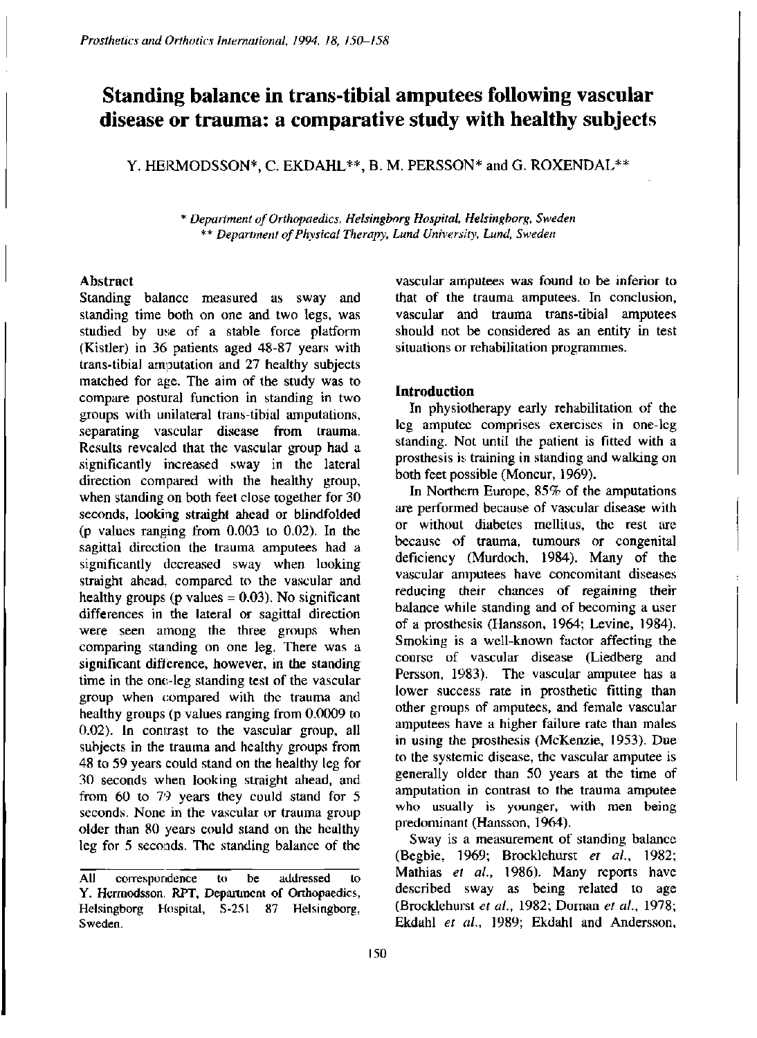# Standing balance in trans-tibial amputees following vascular disease or trauma: a comparative study with healthy subjects

Y. HERMODSSON*, C. EKDAHL**, B. M. PERSSON* and G. ROXENDAL**

\* *Department of Orthopaedics, Helsingborg Hospital, Helsingborg, Sweden*
\*\* *Department of Physical Therapy, Lund University, Lund, Sweden*

## Abstract

Standing balance measured as sway and standing time both on one and two legs, was studied by use of a stable force platform (Kistler) in 36 patients aged 48-87 years with trans-tibial amputation and 27 healthy subjects matched for age. The aim of the study was to compare postural function in standing in two groups with unilateral trans-tibial amputations, separating vascular disease from trauma. Results revealed that the vascular group had a significantly increased sway in the lateral direction compared with the healthy group, when standing on both feet close together for 30 seconds, looking straight ahead or blindfolded (p values ranging from 0.003 to 0.02). In the sagittal direction the trauma amputees had a significantly decreased sway when looking straight ahead, compared to the vascular and healthy groups (p values = 0.03). No significant differences in the lateral or sagittal direction were seen among the three groups when comparing standing on one leg. There was a significant difference, however, in the standing time in the one-leg standing test of the vascular group when compared with the trauma and healthy groups (p values ranging from 0.0009 to 0.02). In contrast to the vascular group, all subjects in the trauma and healthy groups from 48 to 59 years could stand on the healthy leg for 30 seconds when looking straight ahead, and from 60 to 79 years they could stand for 5 seconds. None in the vascular or trauma group older than 80 years could stand on the healthy leg for 5 seconds. The standing balance of the vascular amputees was found to be inferior to that of the trauma amputees. In conclusion, vascular and trauma trans-tibial amputees should not be considered as an entity in test situations or rehabilitation programmes.

## Introduction

In physiotherapy early rehabilitation of the leg amputee comprises exercises in one-leg standing. Not until the patient is fitted with a prosthesis is training in standing and walking on both feet possible (Moncur, 1969).

In Northern Europe, 85% of the amputations are performed because of vascular disease with or without diabetes mellitus, the rest are because of trauma, tumours or congenital deficiency (Murdoch, 1984). Many of the vascular amputees have concomitant diseases reducing their chances of regaining their balance while standing and of becoming a user of a prosthesis (Hansson, 1964; Levine, 1984). Smoking is a well-known factor affecting the course of vascular disease (Liedberg and Persson, 1983). The vascular amputee has a lower success rate in prosthetic fitting than other groups of amputees, and female vascular amputees have a higher failure rate than males in using the prosthesis (McKenzie, 1953). Due to the systemic disease, the vascular amputee is generally older than 50 years at the time of amputation in contrast to the trauma amputee who usually is younger, with men being predominant (Hansson, 1964).

Sway is a measurement of standing balance (Begbie, 1969; Brocklehurst *et al.*, 1982; Mathias *et al.*, 1986). Many reports have described sway as being related to age (Brocklehurst *et al.*, 1982; Dornan *et al.*, 1978; Ekdahl *et al.*, 1989; Ekdahl and Andersson,

All correspondence to be addressed to Y. Hermodsson, RPT, Department of Orthopaedics, Helsingborg Hospital, S-251 87 Helsingborg, Sweden.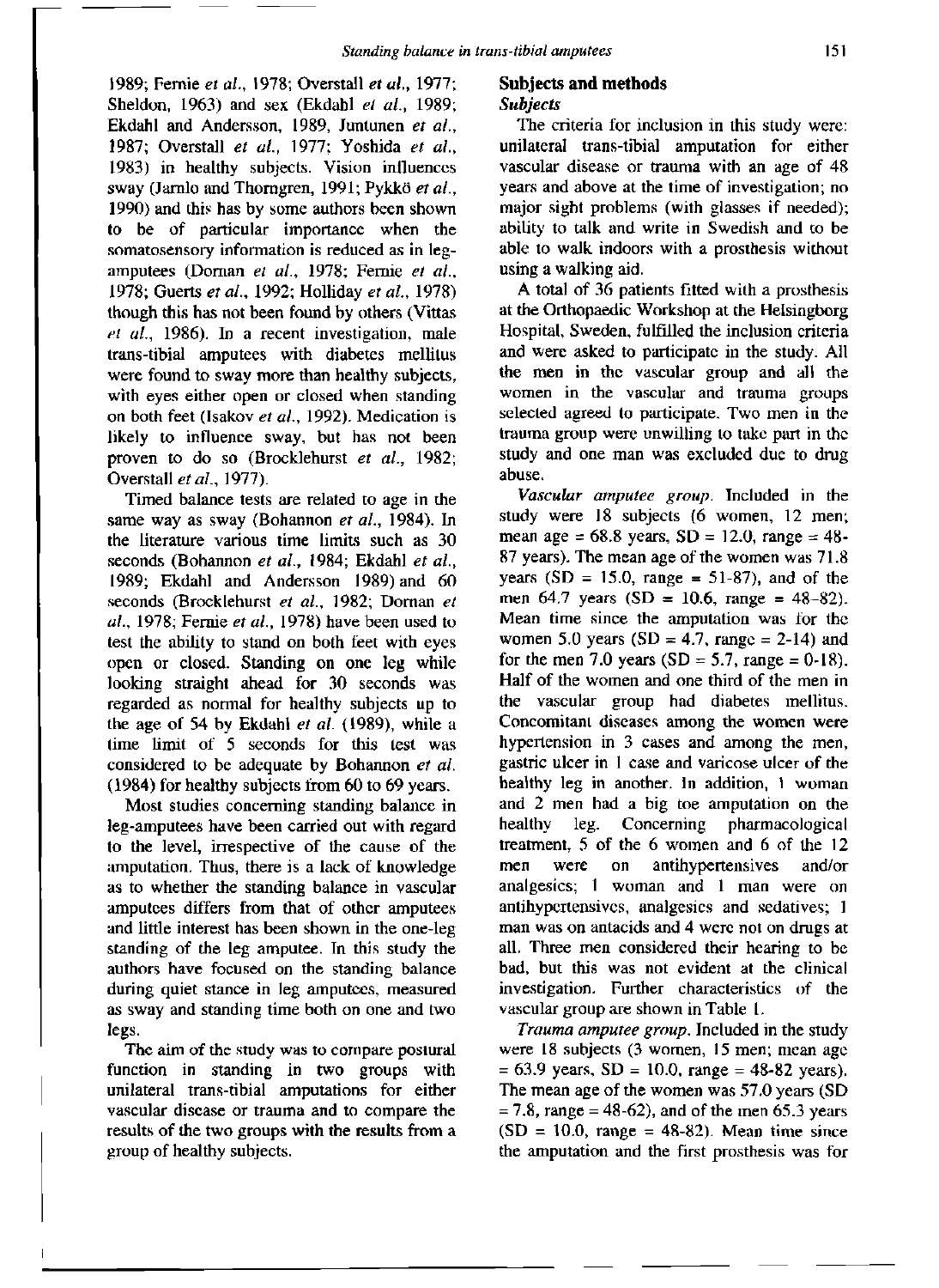1989; Fernie *et al.*, 1978; Overstall *et al.*, 1977; Sheldon, 1963) and sex (Ekdahl *et al.*, 1989; Ekdahl and Andersson, 1989, Juntunen *et al.*, 1987; Overstall *et al.*, 1977; Yoshida *et al.*, 1983) in healthy subjects. Vision influences sway (Jarnlo and Thorngren, 1991; Pykkö *et al.*, 1990) and this has by some authors been shown to be of particular importance when the somatosensory information is reduced as in leg-amputees (Dornan *et al.*, 1978; Fernie *et al.*, 1978; Geurts *et al.*, 1992; Holliday *et al.*, 1978) though this has not been found by others (Vittas *et al.*, 1986). In a recent investigation, male trans-tibial amputees with diabetes mellitus were found to sway more than healthy subjects, with eyes either open or closed when standing on both feet (Isakov *et al.*, 1992). Medication is likely to influence sway, but has not been proven to do so (Brocklehurst *et al.*, 1982; Overstall *et al.*, 1977).

Timed balance tests are related to age in the same way as sway (Bohannon *et al.*, 1984). In the literature various time limits such as 30 seconds (Bohannon *et al.*, 1984; Ekdahl *et al.*, 1989; Ekdahl and Andersson 1989) and 60 seconds (Brocklehurst *et al.*, 1982; Dornan *et al.*, 1978; Fernie *et al.*, 1978) have been used to test the ability to stand on both feet with eyes open or closed. Standing on one leg while looking straight ahead for 30 seconds was regarded as normal for healthy subjects up to the age of 54 by Ekdahl *et al.* (1989), while a time limit of 5 seconds for this test was considered to be adequate by Bohannon *et al.* (1984) for healthy subjects from 60 to 69 years.

Most studies concerning standing balance in leg-amputees have been carried out with regard to the level, irrespective of the cause of the amputation. Thus, there is a lack of knowledge as to whether the standing balance in vascular amputees differs from that of other amputees and little interest has been shown in the one-leg standing of the leg amputee. In this study the authors have focused on the standing balance during quiet stance in leg amputees, measured as sway and standing time both on one and two legs.

The aim of the study was to compare postural function in standing in two groups with unilateral trans-tibial amputations for either vascular disease or trauma and to compare the results of the two groups with the results from a group of healthy subjects.

## Subjects and methods

### *Subjects*

The criteria for inclusion in this study were: unilateral trans-tibial amputation for either vascular disease or trauma with an age of 48 years and above at the time of investigation; no major sight problems (with glasses if needed); ability to talk and write in Swedish and to be able to walk indoors with a prosthesis without using a walking aid.

A total of 36 patients fitted with a prosthesis at the Orthopaedic Workshop at the Helsingborg Hospital, Sweden, fulfilled the inclusion criteria and were asked to participate in the study. All the men in the vascular group and all the women in the vascular and trauma groups selected agreed to participate. Two men in the trauma group were unwilling to take part in the study and one man was excluded due to drug abuse.

*Vascular amputee group.* Included in the study were 18 subjects (6 women, 12 men; mean age = 68.8 years, SD = 12.0, range = 48-87 years). The mean age of the women was 71.8 years (SD = 15.0, range = 51-87), and of the men 64.7 years (SD = 10.6, range = 48–82). Mean time since the amputation was for the women 5.0 years (SD = 4.7, range = 2-14) and for the men 7.0 years (SD = 5.7, range = 0-18). Half of the women and one third of the men in the vascular group had diabetes mellitus. Concomitant diseases among the women were hypertension in 3 cases and among the men, gastric ulcer in 1 case and varicose ulcer of the healthy leg in another. In addition, 1 woman and 2 men had a big toe amputation on the healthy leg. Concerning pharmacological treatment, 5 of the 6 women and 6 of the 12 men were on antihypertensives and/or analgesics; 1 woman and 1 man were on antihypertensives, analgesics and sedatives; 1 man was on antacids and 4 were not on drugs at all. Three men considered their hearing to be bad, but this was not evident at the clinical investigation. Further characteristics of the vascular group are shown in Table 1.

*Trauma amputee group.* Included in the study were 18 subjects (3 women, 15 men; mean age = 63.9 years, SD = 10.0, range = 48-82 years). The mean age of the women was 57.0 years (SD = 7.8, range = 48-62), and of the men 65.3 years (SD = 10.0, range = 48-82). Mean time since the amputation and the first prosthesis was for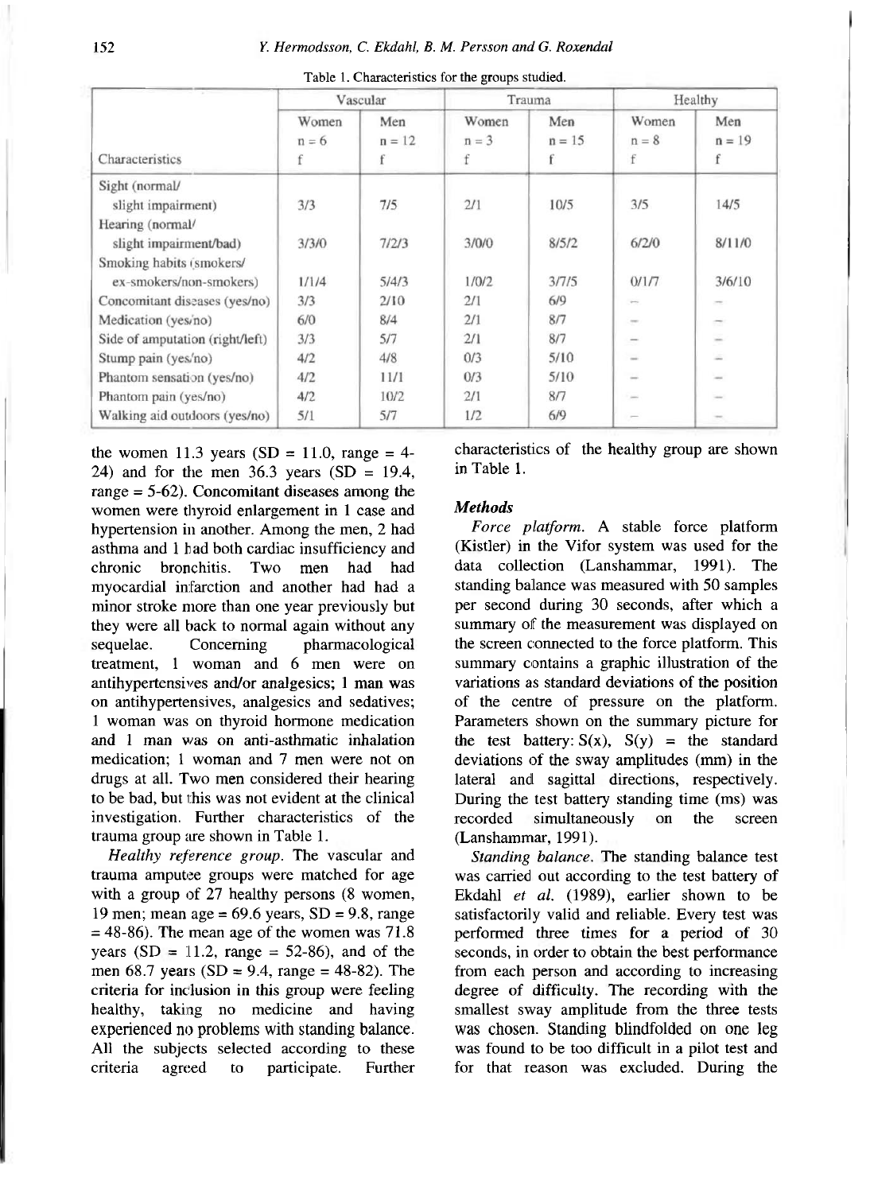Table 1. Characteristics for the groups studied.

| | Vascular | | Trauma | | Healthy | |
|---|---|---|---|---|---|---|
| | Women n = 6 | Men n = 12 | Women n = 3 | Men n = 15 | Women n = 8 | Men n = 19 |
| Characteristics | f | f | f | f | f | f |
| Sight (normal/ slight impairment) | 3/3 | 7/5 | 2/1 | 10/5 | 3/5 | 14/5 |
| Hearing (normal/ slight impairment/bad) | 3/3/0 | 7/2/3 | 3/0/0 | 8/5/2 | 6/2/0 | 8/11/0 |
| Smoking habits (smokers/ ex-smokers/non-smokers) | 1/1/4 | 5/4/3 | 1/0/2 | 3/7/5 | 0/1/7 | 3/6/10 |
| Concomitant diseases (yes/no) | 3/3 | 2/10 | 2/1 | 6/9 | – | – |
| Medication (yes/no) | 6/0 | 8/4 | 2/1 | 8/7 | – | – |
| Side of amputation (right/left) | 3/3 | 5/7 | 2/1 | 8/7 | – | – |
| Stump pain (yes/no) | 4/2 | 4/8 | 0/3 | 5/10 | – | – |
| Phantom sensation (yes/no) | 4/2 | 11/1 | 0/3 | 5/10 | – | – |
| Phantom pain (yes/no) | 4/2 | 10/2 | 2/1 | 8/7 | – | – |
| Walking aid outdoors (yes/no) | 5/1 | 5/7 | 1/2 | 6/9 | – | – |

the women 11.3 years (SD = 11.0, range = 4-24) and for the men 36.3 years (SD = 19.4, range = 5-62). Concomitant diseases among the women were thyroid enlargement in 1 case and hypertension in another. Among the men, 2 had asthma and 1 had both cardiac insufficiency and chronic bronchitis. Two men had had myocardial infarction and another had had a minor stroke more than one year previously but they were all back to normal again without any sequelae. Concerning pharmacological treatment, 1 woman and 6 men were on antihypertensives and/or analgesics; 1 man was on antihypertensives, analgesics and sedatives; 1 woman was on thyroid hormone medication and 1 man was on anti-asthmatic inhalation medication; 1 woman and 7 men were not on drugs at all. Two men considered their hearing to be bad, but this was not evident at the clinical investigation. Further characteristics of the trauma group are shown in Table 1.

*Healthy reference group.* The vascular and trauma amputee groups were matched for age with a group of 27 healthy persons (8 women, 19 men; mean age = 69.6 years, SD = 9.8, range = 48-86). The mean age of the women was 71.8 years (SD = 11.2, range = 52-86), and of the men 68.7 years (SD = 9.4, range = 48-82). The criteria for inclusion in this group were feeling healthy, taking no medicine and having experienced no problems with standing balance. All the subjects selected according to these criteria agreed to participate. Further characteristics of the healthy group are shown in Table 1.

### Methods

*Force platform.* A stable force platform (Kistler) in the Vifor system was used for the data collection (Lanshammar, 1991). The standing balance was measured with 50 samples per second during 30 seconds, after which a summary of the measurement was displayed on the screen connected to the force platform. This summary contains a graphic illustration of the variations as standard deviations of the position of the centre of pressure on the platform. Parameters shown on the summary picture for the test battery: $S(x)$, $S(y)$ = the standard deviations of the sway amplitudes (mm) in the lateral and sagittal directions, respectively. During the test battery standing time (ms) was recorded simultaneously on the screen (Lanshammar, 1991).

*Standing balance.* The standing balance test was carried out according to the test battery of Ekdahl *et al.* (1989), earlier shown to be satisfactorily valid and reliable. Every test was performed three times for a period of 30 seconds, in order to obtain the best performance from each person and according to increasing degree of difficulty. The recording with the smallest sway amplitude from the three tests was chosen. Standing blindfolded on one leg was found to be too difficult in a pilot test and for that reason was excluded. During the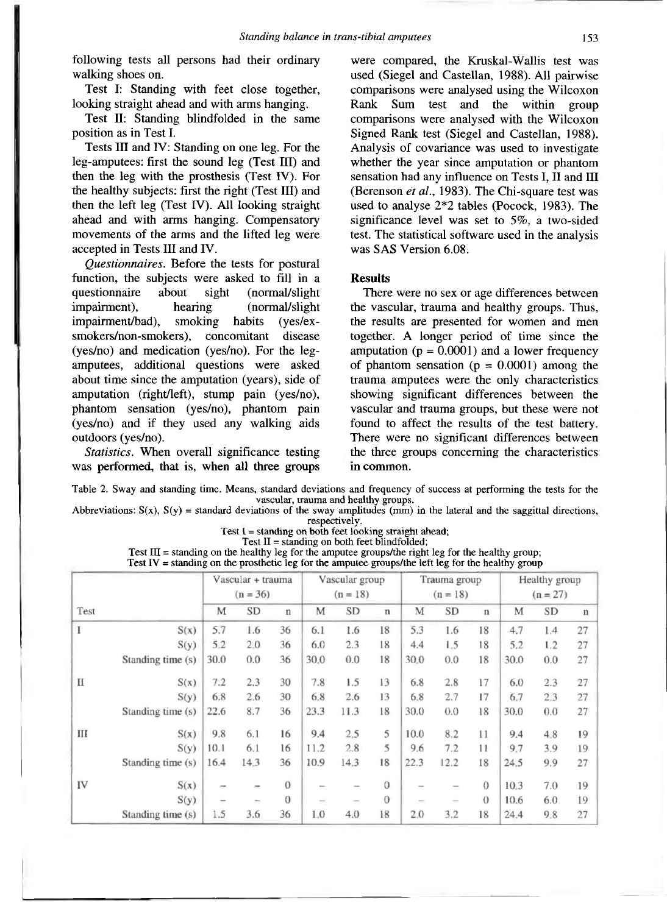following tests all persons had their ordinary walking shoes on.

Test I: Standing with feet close together, looking straight ahead and with arms hanging.

Test II: Standing blindfolded in the same position as in Test I.

Tests III and IV: Standing on one leg. For the leg-amputees: first the sound leg (Test III) and then the leg with the prosthesis (Test IV). For the healthy subjects: first the right (Test III) and then the left leg (Test IV). All looking straight ahead and with arms hanging. Compensatory movements of the arms and the lifted leg were accepted in Tests III and IV.

*Questionnaires*. Before the tests for postural function, the subjects were asked to fill in a questionnaire about sight (normal/slight impairment), hearing (normal/slight impairment/bad), smoking habits (yes/ex-smokers/non-smokers), concomitant disease (yes/no) and medication (yes/no). For the leg-amputees, additional questions were asked about time since the amputation (years), side of amputation (right/left), stump pain (yes/no), phantom sensation (yes/no), phantom pain (yes/no) and if they used any walking aids outdoors (yes/no).

*Statistics*. When overall significance testing was performed, that is, when all three groups were compared, the Kruskal-Wallis test was used (Siegel and Castellan, 1988). All pairwise comparisons were analysed using the Wilcoxon Rank Sum test and the within group comparisons were analysed with the Wilcoxon Signed Rank test (Siegel and Castellan, 1988). Analysis of covariance was used to investigate whether the year since amputation or phantom sensation had any influence on Tests I, II and III (Berenson *et al.*, 1983). The Chi-square test was used to analyse 2*2 tables (Pocock, 1983). The significance level was set to 5%, a two-sided test. The statistical software used in the analysis was SAS Version 6.08.

## Results

There were no sex or age differences between the vascular, trauma and healthy groups. Thus, the results are presented for women and men together. A longer period of time since the amputation ($p = 0.0001$) and a lower frequency of phantom sensation ($p = 0.0001$) among the trauma amputees were the only characteristics showing significant differences between the vascular and trauma groups, but these were not found to affect the results of the test battery. There were no significant differences between the three groups concerning the characteristics in common.

Table 2. Sway and standing time. Means, standard deviations and frequency of success at performing the tests for the vascular, trauma and healthy groups.
Abbreviations: S(x), S(y) = standard deviations of the sway amplitudes (mm) in the lateral and the saggittal directions, respectively.
Test I = standing on both feet looking straight ahead;
Test II = standing on both feet blindfolded;
Test III = standing on the healthy leg for the amputee groups/the right leg for the healthy group;
Test IV = standing on the prosthetic leg for the amputee groups/the left leg for the healthy group

| | | Vascular + trauma (n = 36) | | | Vascular group (n = 18) | | | Trauma group (n = 18) | | | Healthy group (n = 27) | | |
|---|---|---|---|---|---|---|---|---|---|---|---|---|---|
| Test | | M | SD | n | M | SD | n | M | SD | n | M | SD | n |
| I | S(x) | 5.7 | 1.6 | 36 | 6.1 | 1.6 | 18 | 5.3 | 1.6 | 18 | 4.7 | 1.4 | 27 |
| | S(y) | 5.2 | 2.0 | 36 | 6.0 | 2.3 | 18 | 4.4 | 1.5 | 18 | 5.2 | 1.2 | 27 |
| | Standing time (s) | 30.0 | 0.0 | 36 | 30.0 | 0.0 | 18 | 30.0 | 0.0 | 18 | 30.0 | 0.0 | 27 |
| II | S(x) | 7.2 | 2.3 | 30 | 7.8 | 1.5 | 13 | 6.8 | 2.8 | 17 | 6.0 | 2.3 | 27 |
| | S(y) | 6.8 | 2.6 | 30 | 6.8 | 2.6 | 13 | 6.8 | 2.7 | 17 | 6.7 | 2.3 | 27 |
| | Standing time (s) | 22.6 | 8.7 | 36 | 23.3 | 11.3 | 18 | 30.0 | 0.0 | 18 | 30.0 | 0.0 | 27 |
| III | S(x) | 9.8 | 6.1 | 16 | 9.4 | 2.5 | 5 | 10.0 | 8.2 | 11 | 9.4 | 4.8 | 19 |
| | S(y) | 10.1 | 6.1 | 16 | 11.2 | 2.8 | 5 | 9.6 | 7.2 | 11 | 9.7 | 3.9 | 19 |
| | Standing time (s) | 16.4 | 14.3 | 36 | 10.9 | 14.3 | 18 | 22.3 | 12.2 | 18 | 24.5 | 9.9 | 27 |
| IV | S(x) | – | – | 0 | – | – | 0 | – | – | 0 | 10.3 | 7.0 | 19 |
| | S(y) | – | – | 0 | – | – | 0 | – | – | 0 | 10.6 | 6.0 | 19 |
| | Standing time (s) | 1.5 | 3.6 | 36 | 1.0 | 4.0 | 18 | 2.0 | 3.2 | 18 | 24.4 | 9.8 | 27 |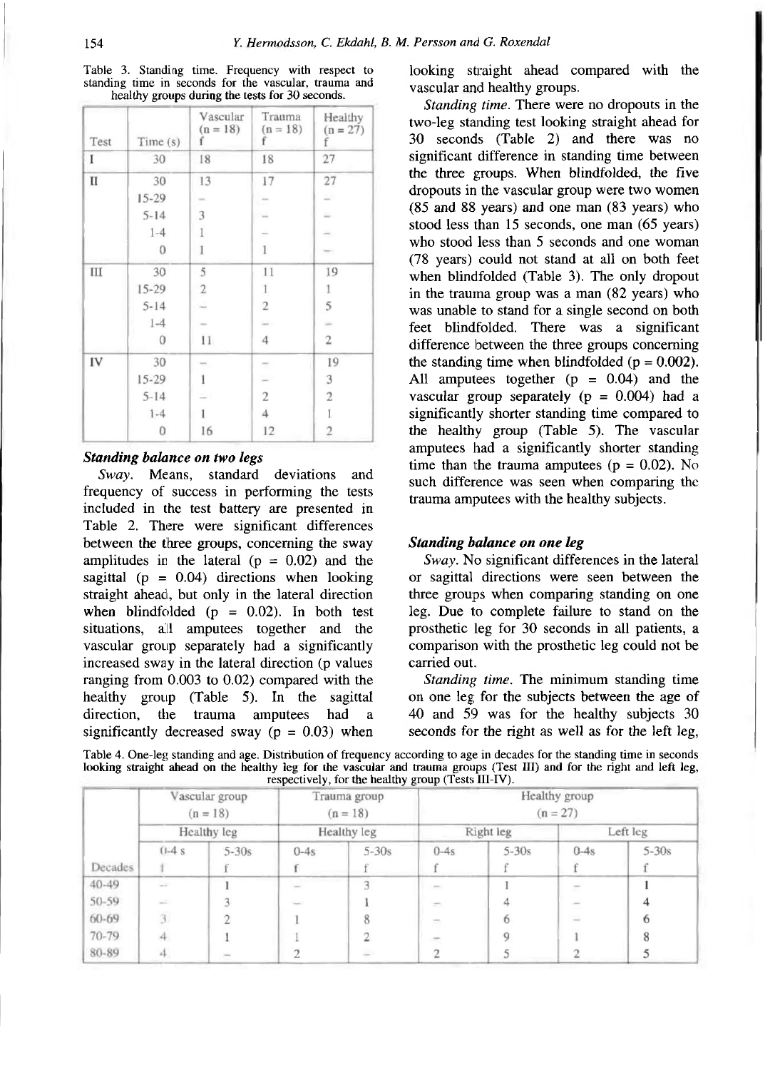Table 3. Standing time. Frequency with respect to standing time in seconds for the vascular, trauma and healthy groups during the tests for 30 seconds.

| Test | Time (s) | Vascular (n = 18) f | Trauma (n = 18) f | Healthy (n = 27) f |
|---|---|---|---|---|
| I | 30 | 18 | 18 | 27 |
| II | 30 | 13 | 17 | 27 |
| | 15-29 | – | – | – |
| | 5-14 | 3 | – | – |
| | 1-4 | 1 | – | – |
| | 0 | 1 | 1 | – |
| III | 30 | 5 | 11 | 19 |
| | 15-29 | 2 | 1 | 1 |
| | 5-14 | – | 2 | 5 |
| | 1-4 | – | – | – |
| | 0 | 11 | 4 | 2 |
| IV | 30 | – | – | 19 |
| | 15-29 | 1 | – | 3 |
| | 5-14 | – | 2 | 2 |
| | 1-4 | 1 | 4 | 1 |
| | 0 | 16 | 12 | 2 |

### *Standing balance on two legs*

*Sway.* Means, standard deviations and frequency of success in performing the tests included in the test battery are presented in Table 2. There were significant differences between the three groups, concerning the sway amplitudes in the lateral ($p = 0.02$) and the sagittal ($p = 0.04$) directions when looking straight ahead, but only in the lateral direction when blindfolded ($p = 0.02$). In both test situations, all amputees together and the vascular group separately had a significantly increased sway in the lateral direction (p values ranging from 0.003 to 0.02) compared with the healthy group (Table 5). In the sagittal direction, the trauma amputees had a significantly decreased sway ($p = 0.03$) when looking straight ahead compared with the vascular and healthy groups.

*Standing time.* There were no dropouts in the two-leg standing test looking straight ahead for 30 seconds (Table 2) and there was no significant difference in standing time between the three groups. When blindfolded, the five dropouts in the vascular group were two women (85 and 88 years) and one man (83 years) who stood less than 15 seconds, one man (65 years) who stood less than 5 seconds and one woman (78 years) could not stand at all on both feet when blindfolded (Table 3). The only dropout in the trauma group was a man (82 years) who was unable to stand for a single second on both feet blindfolded. There was a significant difference between the three groups concerning the standing time when blindfolded ($p = 0.002$). All amputees together ($p = 0.04$) and the vascular group separately ($p = 0.004$) had a significantly shorter standing time compared to the healthy group (Table 5). The vascular amputees had a significantly shorter standing time than the trauma amputees ($p = 0.02$). No such difference was seen when comparing the trauma amputees with the healthy subjects.

### *Standing balance on one leg*

*Sway.* No significant differences in the lateral or sagittal directions were seen between the three groups when comparing standing on one leg. Due to complete failure to stand on the prosthetic leg for 30 seconds in all patients, a comparison with the prosthetic leg could not be carried out.

*Standing time.* The minimum standing time on one leg for the subjects between the age of 40 and 59 was for the healthy subjects 30 seconds for the right as well as for the left leg,

Table 4. One-leg standing and age. Distribution of frequency according to age in decades for the standing time in seconds looking straight ahead on the healthy leg for the vascular and trauma groups (Test III) and for the right and left leg, respectively, for the healthy group (Tests III-IV).

| | Vascular group (n = 18) | | Trauma group (n = 18) | | Healthy group (n = 27) | | | |
|---|---|---|---|---|---|---|---|---|
| | Healthy leg | | Healthy leg | | Right leg | | Left leg | |
| | 0-4 s | 5-30s | 0-4s | 5-30s | 0-4s | 5-30s | 0-4s | 5-30s |
| Decades | f | f | f | f | f | f | f | f |
| 40-49 | – | 1 | – | 3 | – | 1 | – | 1 |
| 50-59 | – | 3 | – | 1 | – | 4 | – | 4 |
| 60-69 | 3 | 2 | 1 | 8 | – | 6 | – | 6 |
| 70-79 | 4 | 1 | 1 | 2 | – | 9 | 1 | 8 |
| 80-89 | 4 | – | 2 | – | 2 | 5 | 2 | 5 |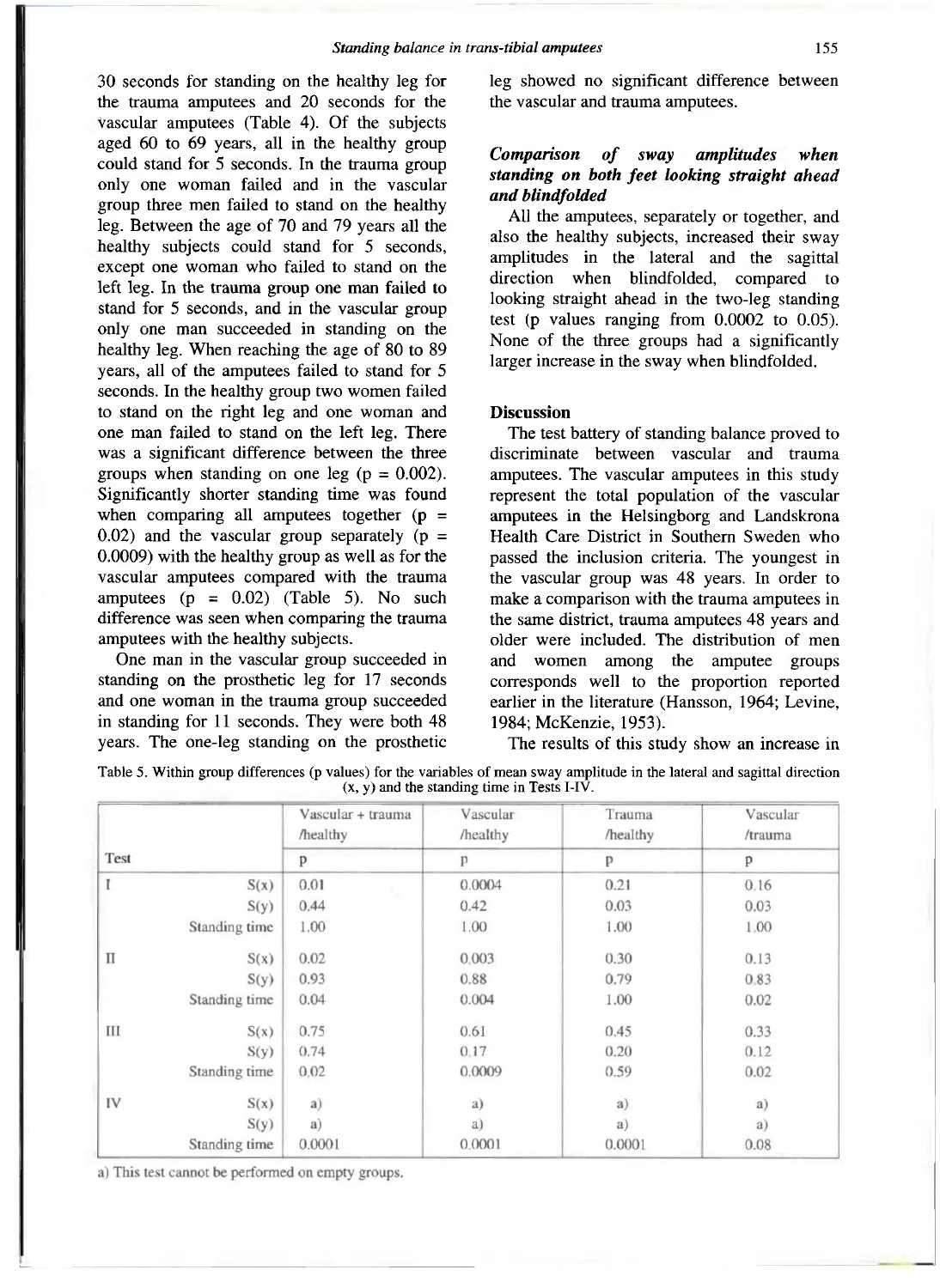30 seconds for standing on the healthy leg for the trauma amputees and 20 seconds for the vascular amputees (Table 4). Of the subjects aged 60 to 69 years, all in the healthy group could stand for 5 seconds. In the trauma group only one woman failed and in the vascular group three men failed to stand on the healthy leg. Between the age of 70 and 79 years all the healthy subjects could stand for 5 seconds, except one woman who failed to stand on the left leg. In the trauma group one man failed to stand for 5 seconds, and in the vascular group only one man succeeded in standing on the healthy leg. When reaching the age of 80 to 89 years, all of the amputees failed to stand for 5 seconds. In the healthy group two women failed to stand on the right leg and one woman and one man failed to stand on the left leg. There was a significant difference between the three groups when standing on one leg ($p = 0.002$). Significantly shorter standing time was found when comparing all amputees together ($p = 0.02$) and the vascular group separately ($p = 0.0009$) with the healthy group as well as for the vascular amputees compared with the trauma amputees ($p = 0.02$) (Table 5). No such difference was seen when comparing the trauma amputees with the healthy subjects.

One man in the vascular group succeeded in standing on the prosthetic leg for 17 seconds and one woman in the trauma group succeeded in standing for 11 seconds. They were both 48 years. The one-leg standing on the prosthetic leg showed no significant difference between the vascular and trauma amputees.

### *Comparison of sway amplitudes when standing on both feet looking straight ahead and blindfolded*

All the amputees, separately or together, and also the healthy subjects, increased their sway amplitudes in the lateral and the sagittal direction when blindfolded, compared to looking straight ahead in the two-leg standing test (p values ranging from 0.0002 to 0.05). None of the three groups had a significantly larger increase in the sway when blindfolded.

## Discussion

The test battery of standing balance proved to discriminate between vascular and trauma amputees. The vascular amputees in this study represent the total population of the vascular amputees in the Helsingborg and Landskrona Health Care District in Southern Sweden who passed the inclusion criteria. The youngest in the vascular group was 48 years. In order to make a comparison with the trauma amputees in the same district, trauma amputees 48 years and older were included. The distribution of men and women among the amputee groups corresponds well to the proportion reported earlier in the literature (Hansson, 1964; Levine, 1984; McKenzie, 1953).

The results of this study show an increase in

Table 5. Within group differences (p values) for the variables of mean sway amplitude in the lateral and sagittal direction (x, y) and the standing time in Tests I-IV.

| Test | | Vascular + trauma /healthy | Vascular /healthy | Trauma /healthy | Vascular /trauma |
|---|---|---|---|---|---|
| | | p | p | p | p |
| I | S(x) | 0.01 | 0.0004 | 0.21 | 0.16 |
| | S(y) | 0.44 | 0.42 | 0.03 | 0.03 |
| | Standing time | 1.00 | 1.00 | 1.00 | 1.00 |
| II | S(x) | 0.02 | 0.003 | 0.30 | 0.13 |
| | S(y) | 0.93 | 0.88 | 0.79 | 0.83 |
| | Standing time | 0.04 | 0.004 | 1.00 | 0.02 |
| III | S(x) | 0.75 | 0.61 | 0.45 | 0.33 |
| | S(y) | 0.74 | 0.17 | 0.20 | 0.12 |
| | Standing time | 0.02 | 0.0009 | 0.59 | 0.02 |
| IV | S(x) | a) | a) | a) | a) |
| | S(y) | a) | a) | a) | a) |
| | Standing time | 0.0001 | 0.0001 | 0.0001 | 0.08 |

a) This test cannot be performed on empty groups.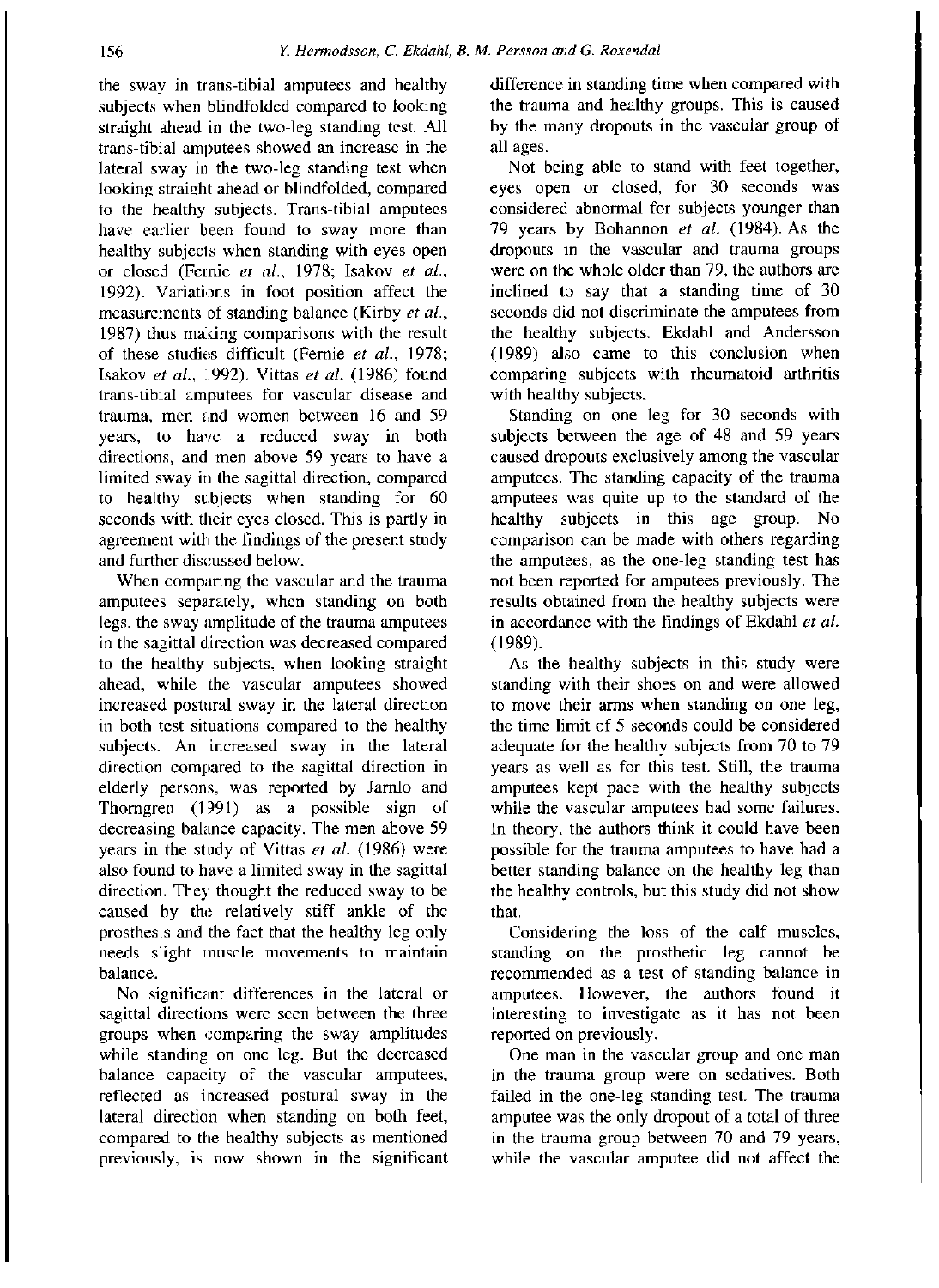the sway in trans-tibial amputees and healthy subjects when blindfolded compared to looking straight ahead in the two-leg standing test. All trans-tibial amputees showed an increase in the lateral sway in the two-leg standing test when looking straight ahead or blindfolded, compared to the healthy subjects. Trans-tibial amputees have earlier been found to sway more than healthy subjects when standing with eyes open or closed (Fernie *et al.*, 1978; Isakov *et al.*, 1992). Variations in foot position affect the measurements of standing balance (Kirby *et al.*, 1987) thus making comparisons with the result of these studies difficult (Fernie *et al.*, 1978; Isakov *et al.*, 1992). Vittas *et al.* (1986) found trans-tibial amputees for vascular disease and trauma, men and women between 16 and 59 years, to have a reduced sway in both directions, and men above 59 years to have a limited sway in the sagittal direction, compared to healthy subjects when standing for 60 seconds with their eyes closed. This is partly in agreement with the findings of the present study and further discussed below.

When comparing the vascular and the trauma amputees separately, when standing on both legs, the sway amplitude of the trauma amputees in the sagittal direction was decreased compared to the healthy subjects, when looking straight ahead, while the vascular amputees showed increased postural sway in the lateral direction in both test situations compared to the healthy subjects. An increased sway in the lateral direction compared to the sagittal direction in elderly persons, was reported by Jarnlo and Thorngren (1991) as a possible sign of decreasing balance capacity. The men above 59 years in the study of Vittas *et al.* (1986) were also found to have a limited sway in the sagittal direction. They thought the reduced sway to be caused by the relatively stiff ankle of the prosthesis and the fact that the healthy leg only needs slight muscle movements to maintain balance.

No significant differences in the lateral or sagittal directions were seen between the three groups when comparing the sway amplitudes while standing on one leg. But the decreased balance capacity of the vascular amputees, reflected as increased postural sway in the lateral direction when standing on both feet, compared to the healthy subjects as mentioned previously, is now shown in the significant difference in standing time when compared with the trauma and healthy groups. This is caused by the many dropouts in the vascular group of all ages.

Not being able to stand with feet together, eyes open or closed, for 30 seconds was considered abnormal for subjects younger than 79 years by Bohannon *et al.* (1984). As the dropouts in the vascular and trauma groups were on the whole older than 79, the authors are inclined to say that a standing time of 30 seconds did not discriminate the amputees from the healthy subjects. Ekdahl and Andersson (1989) also came to this conclusion when comparing subjects with rheumatoid arthritis with healthy subjects.

Standing on one leg for 30 seconds with subjects between the age of 48 and 59 years caused dropouts exclusively among the vascular amputees. The standing capacity of the trauma amputees was quite up to the standard of the healthy subjects in this age group. No comparison can be made with others regarding the amputees, as the one-leg standing test has not been reported for amputees previously. The results obtained from the healthy subjects were in accordance with the findings of Ekdahl *et al.* (1989).

As the healthy subjects in this study were standing with their shoes on and were allowed to move their arms when standing on one leg, the time limit of 5 seconds could be considered adequate for the healthy subjects from 70 to 79 years as well as for this test. Still, the trauma amputees kept pace with the healthy subjects while the vascular amputees had some failures. In theory, the authors think it could have been possible for the trauma amputees to have had a better standing balance on the healthy leg than the healthy controls, but this study did not show that.

Considering the loss of the calf muscles, standing on the prosthetic leg cannot be recommended as a test of standing balance in amputees. However, the authors found it interesting to investigate as it has not been reported on previously.

One man in the vascular group and one man in the trauma group were on sedatives. Both failed in the one-leg standing test. The trauma amputee was the only dropout of a total of three in the trauma group between 70 and 79 years, while the vascular amputee did not affect the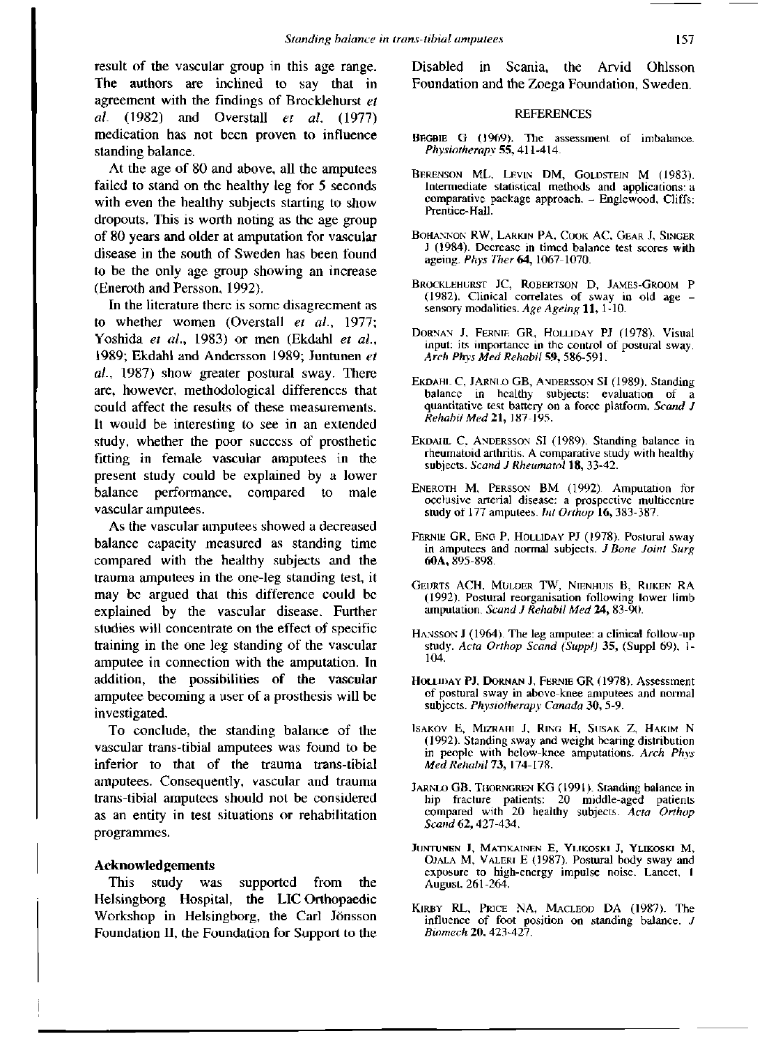result of the vascular group in this age range. The authors are inclined to say that in agreement with the findings of Brocklehurst *et al.* (1982) and Overstall *et al.* (1977) medication has not been proven to influence standing balance.

At the age of 80 and above, all the amputees failed to stand on the healthy leg for 5 seconds with even the healthy subjects starting to show dropouts. This is worth noting as the age group of 80 years and older at amputation for vascular disease in the south of Sweden has been found to be the only age group showing an increase (Eneroth and Persson, 1992).

In the literature there is some disagreement as to whether women (Overstall *et al.*, 1977; Yoshida *et al.*, 1983) or men (Ekdahl *et al.*, 1989; Ekdahl and Andersson 1989; Juntunen *et al.*, 1987) show greater postural sway. There are, however, methodological differences that could affect the results of these measurements. It would be interesting to see in an extended study, whether the poor success of prosthetic fitting in female vascular amputees in the present study could be explained by a lower balance performance, compared to male vascular amputees.

As the vascular amputees showed a decreased balance capacity measured as standing time compared with the healthy subjects and the trauma amputees in the one-leg standing test, it may be argued that this difference could be explained by the vascular disease. Further studies will concentrate on the effect of specific training in the one leg standing of the vascular amputee in connection with the amputation. In addition, the possibilities of the vascular amputee becoming a user of a prosthesis will be investigated.

To conclude, the standing balance of the vascular trans-tibial amputees was found to be inferior to that of the trauma trans-tibial amputees. Consequently, vascular and trauma trans-tibial amputees should not be considered as an entity in test situations or rehabilitation programmes.

## Acknowledgements

This study was supported from the Helsingborg Hospital, the LIC Orthopaedic Workshop in Helsingborg, the Carl Jönsson Foundation II, the Foundation for Support to the Disabled in Scania, the Arvid Ohlsson Foundation and the Zoega Foundation, Sweden.

## REFERENCES

Begbie G (1969). The assessment of imbalance. *Physiotherapy* **55**, 411-414.

Berenson ML, Levin DM, Goldstein M (1983). Intermediate statistical methods and applications: a comparative package approach. – Englewood, Cliffs: Prentice-Hall.

Bohannon RW, Larkin PA, Cook AC, Gear J, Singer J (1984). Decrease in timed balance test scores with ageing. *Phys Ther* **64**, 1067-1070.

Brocklehurst JC, Robertson D, James-Groom P (1982). Clinical correlates of sway in old age – sensory modalities. *Age Ageing* **11**, 1-10.

Dornan J, Fernie GR, Holliday PJ (1978). Visual input: its importance in the control of postural sway. *Arch Phys Med Rehabil* **59**, 586-591.

Ekdahl C, Jarnlo GB, Andersson SI (1989). Standing balance in healthy subjects: evaluation of a quantitative test battery on a force platform. *Scand J Rehabil Med* **21**, 187-195.

Ekdahl C, Andersson SI (1989). Standing balance in rheumatoid arthritis. A comparative study with healthy subjects. *Scand J Rheumatol* **18**, 33-42.

Eneroth M, Persson BM (1992). Amputation for occlusive arterial disease: a prospective multicentre study of 177 amputees. *Int Orthop* **16**, 383-387.

Fernie GR, Eng P, Holliday PJ (1978). Postural sway in amputees and normal subjects. *J Bone Joint Surg* **60A**, 895-898.

Geurts ACH, Mulder TW, Nienhuis B, Rijken RA (1992). Postural reorganisation following lower limb amputation. *Scand J Rehabil Med* **24**, 83-90.

Hansson J (1964). The leg amputee: a clinical follow-up study. *Acta Orthop Scand (Suppl)* **35**, (Suppl 69), 1-104.

Holliday PJ, Dornan J, Fernie GR (1978). Assessment of postural sway in above-knee amputees and normal subjects. *Physiotherapy Canada* **30**, 5-9.

Isakov E, Mizrahi J, Ring H, Susak Z, Hakim N (1992). Standing sway and weight bearing distribution in people with below-knee amputations. *Arch Phys Med Rehabil* **73**, 174-178.

Jarnlo GB, Thorngren KG (1991). Standing balance in hip fracture patients: 20 middle-aged patients compared with 20 healthy subjects. *Acta Orthop Scand* **62**, 427-434.

Juntunen J, Matikainen E, Ylikoski J, Ylikoski M, Ojala M, Valeri E (1987). Postural body sway and exposure to high-energy impulse noise. Lancet, 1 August, 261-264.

Kirby RL, Price NA, Macleod DA (1987). The influence of foot position on standing balance. *J Biomech* **20**, 423-427.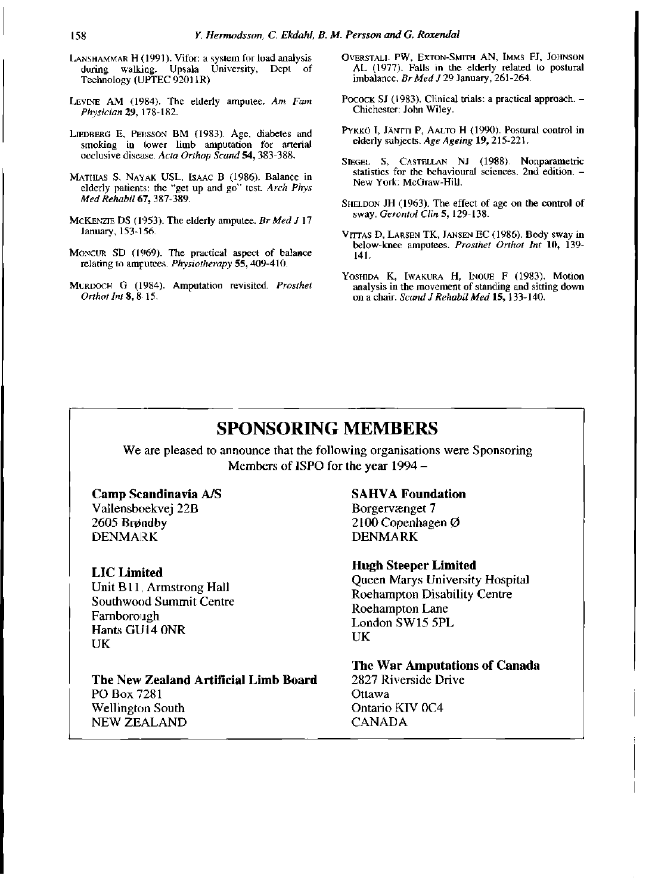LANSHAMMAR H (1991). Vifor: a system for load analysis during walking. Upsala University, Dept of Technology (UPTEC 92011R)

LEVINE AM (1984). The elderly amputee. *Am Fam Physician* **29**, 178-182.

LIEDBERG E, PERSSON BM (1983). Age, diabetes and smoking in lower limb amputation for arterial occlusive disease. *Acta Orthop Scand* **54**, 383-388.

MATHIAS S, NAYAK USL, ISAAC B (1986). Balance in elderly patients: the "get up and go" test. *Arch Phys Med Rehabil* **67**, 387-389.

MCKENZIE DS (1953). The elderly amputee. *Br Med J* 17 January, 153-156.

MONCUR SD (1969). The practical aspect of balance relating to amputees. *Physiotherapy* **55**, 409-410.

MURDOCH G (1984). Amputation revisited. *Prosthet Orthot Int* **8**, 8-15.

OVERSTALL PW, EXTON-SMITH AN, IMMS FJ, JOHNSON AL (1977). Falls in the elderly related to postural imbalance. *Br Med J* 29 January, 261-264.

POCOCK SJ (1983). Clinical trials: a practical approach. – Chichester: John Wiley.

PYKKÖ I, JÄNTTI P, AALTO H (1990). Postural control in elderly subjects. *Age Ageing* **19**, 215-221.

SIEGEL S, CASTELLAN NJ (1988). Nonparametric statistics for the behavioural sciences. 2nd edition. – New York: McGraw-Hill.

SHELDON JH (1963). The effect of age on the control of sway. *Gerontol Clin* **5**, 129-138.

VITTAS D, LARSEN TK, JANSEN EC (1986). Body sway in below-knee amputees. *Prosthet Orthot Int* **10**, 139-141.

YOSHIDA K, IWAKURA H, INOUE F (1983). Motion analysis in the movement of standing and sitting down on a chair. *Scand J Rehabil Med* **15**, 133-140.

## SPONSORING MEMBERS

We are pleased to announce that the following organisations were Sponsoring Members of ISPO for the year 1994 –

**Camp Scandinavia A/S**
Vallensbækvej 22B
2605 Brøndby
DENMARK

**LIC Limited**
Unit B11, Armstrong Hall
Southwood Summit Centre
Farnborough
Hants GU14 0NR
UK

**The New Zealand Artificial Limb Board**
PO Box 7281
Wellington South
NEW ZEALAND

**SAHVA Foundation**
Borgervænget 7
2100 Copenhagen Ø
DENMARK

**Hugh Steeper Limited**
Queen Marys University Hospital
Roehampton Disability Centre
Roehampton Lane
London SW15 5PL
UK

**The War Amputations of Canada**
2827 Riverside Drive
Ottawa
Ontario KIV 0C4
CANADA